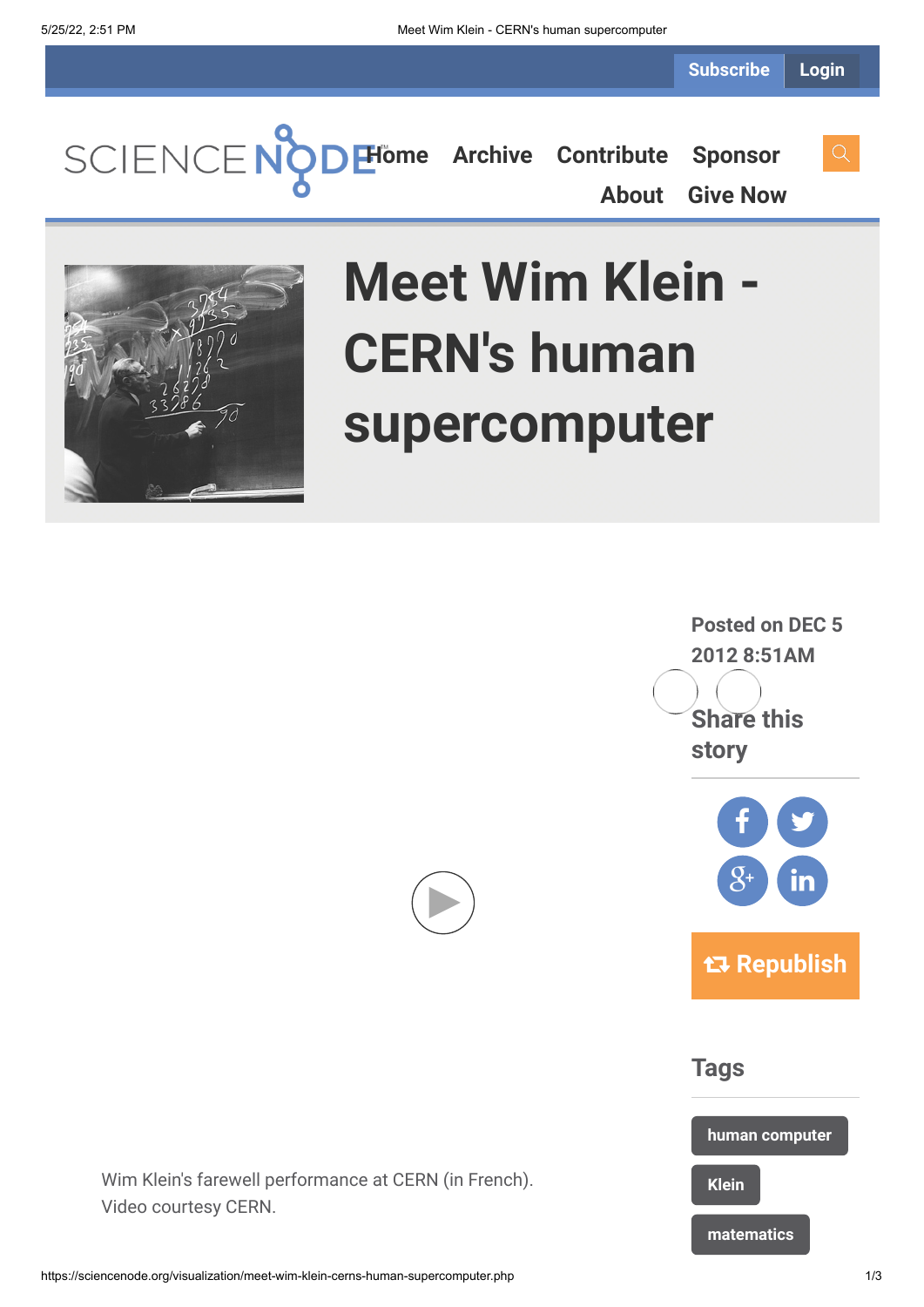Subscribe Login

Home Archive Contribute Sponsor About Give Now

# Meet Wim Klein - CERN's human supercomputer

Posted on DEC 5 2012 8:51AM

Share this story

Republish

Wim Klein's farewell performance at CERN (in French). Video courtesy CERN.

## Tags

human computer

Klein

matematics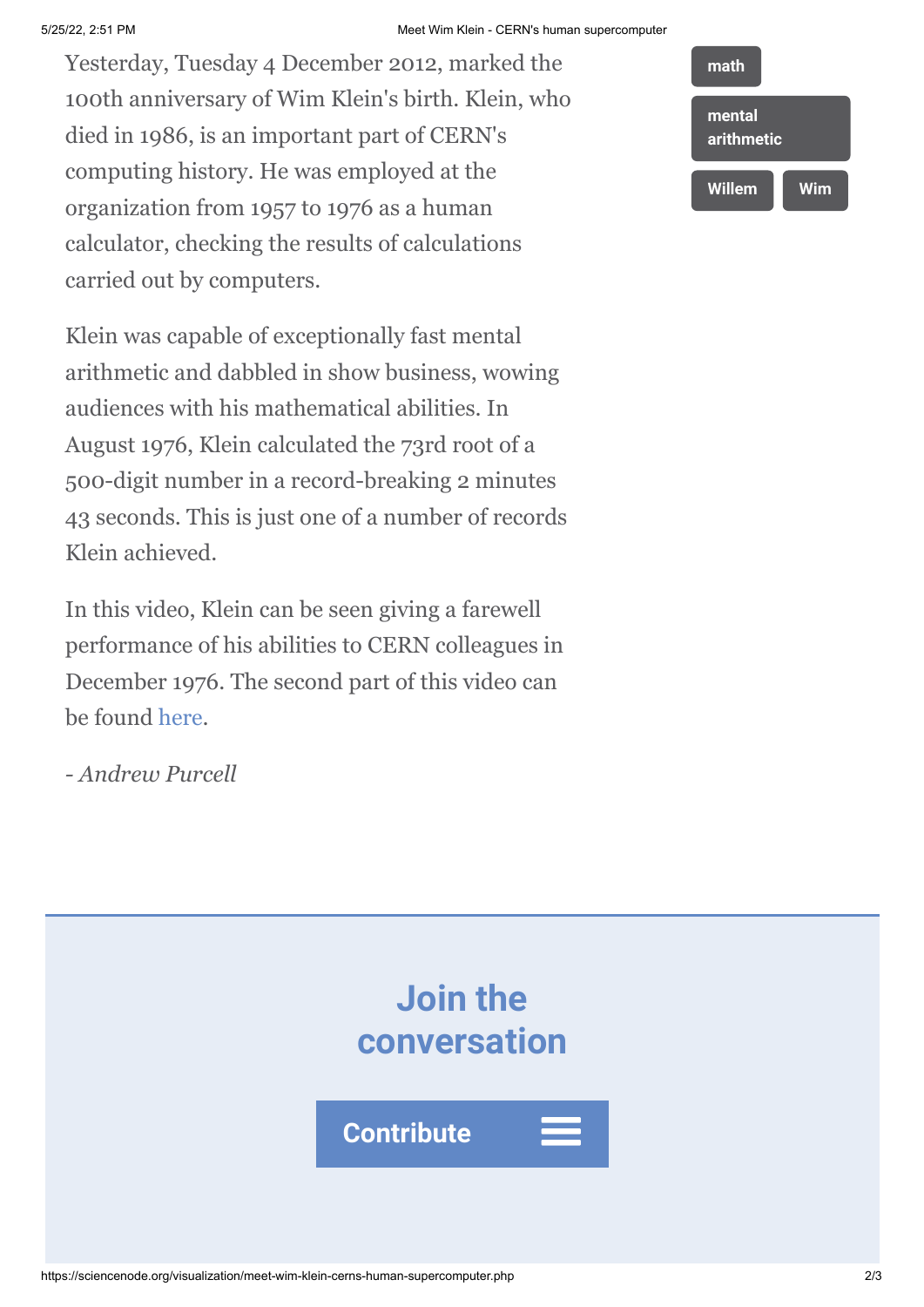Yesterday, Tuesday 4 December 2012, marked the 100th anniversary of Wim Klein's birth. Klein, who died in 1986, is an important part of CERN's computing history. He was employed at the organization from 1957 to 1976 as a human calculator, checking the results of calculations carried out by computers.

Klein was capable of exceptionally fast mental arithmetic and dabbled in show business, wowing audiences with his mathematical abilities. In August 1976, Klein calculated the 73rd root of a 500-digit number in a record-breaking 2 minutes 43 seconds. This is just one of a number of records Klein achieved.

In this video, Klein can be seen giving a farewell performance of his abilities to CERN colleagues in December 1976. The second part of this video can be found here.

*- Andrew Purcell*

math

mental arithmetic

Willem

Wim

## Join the conversation

Contribute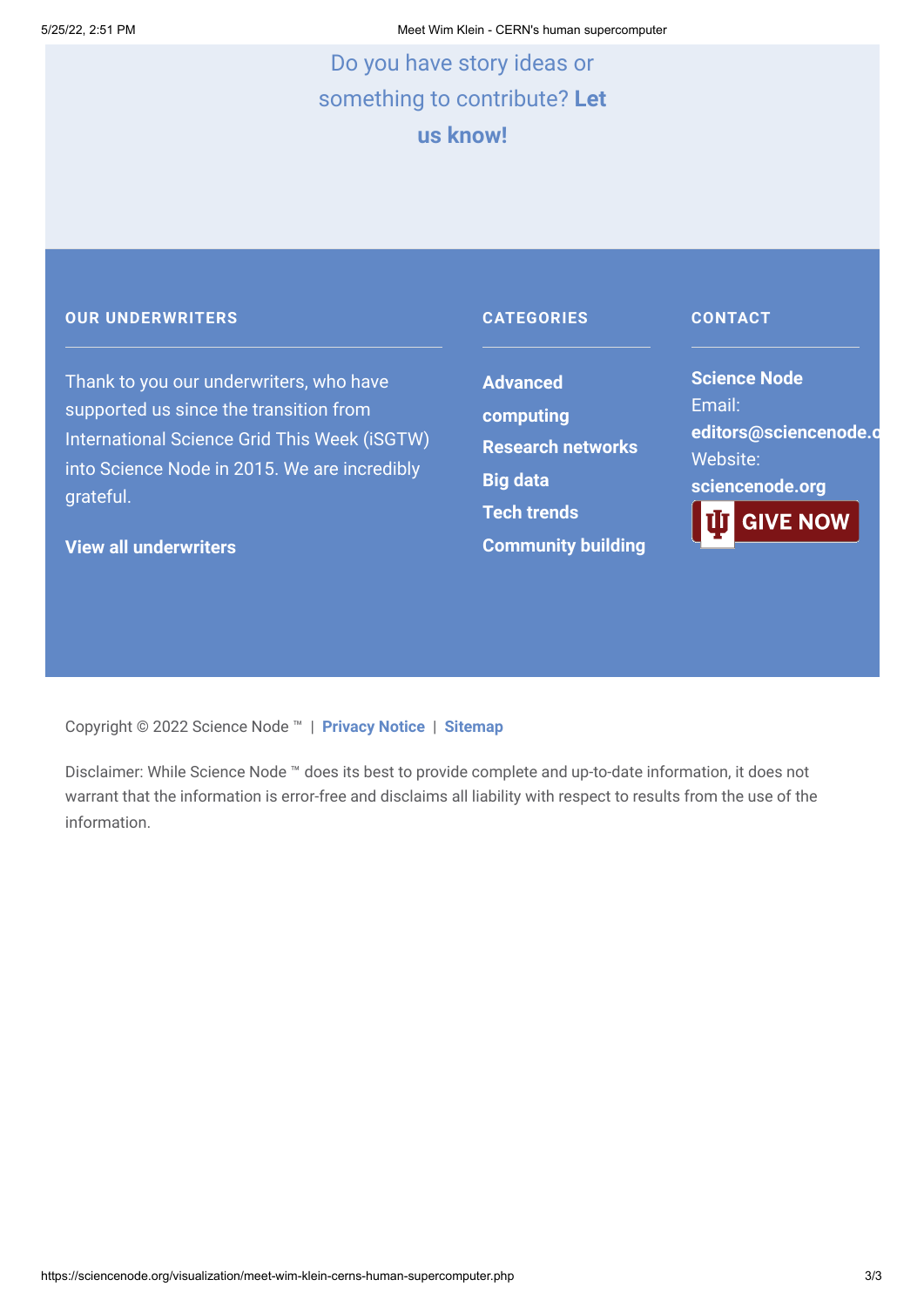Do you have story ideas or something to contribute? **Let us know!**

## OUR UNDERWRITERS

Thank to you our underwriters, who have supported us since the transition from International Science Grid This Week (iSGTW) into Science Node in 2015. We are incredibly grateful.

**View all underwriters**

## CATEGORIES

**Advanced computing**
**Research networks**
**Big data**
**Tech trends**
**Community building**

## CONTACT

**Science Node**
Email:
**editors@sciencenode.o**
Website:
**sciencenode.org**

GIVE NOW

Copyright © 2022 Science Node ™ | **Privacy Notice** | **Sitemap**

Disclaimer: While Science Node ™ does its best to provide complete and up-to-date information, it does not warrant that the information is error-free and disclaims all liability with respect to results from the use of the information.